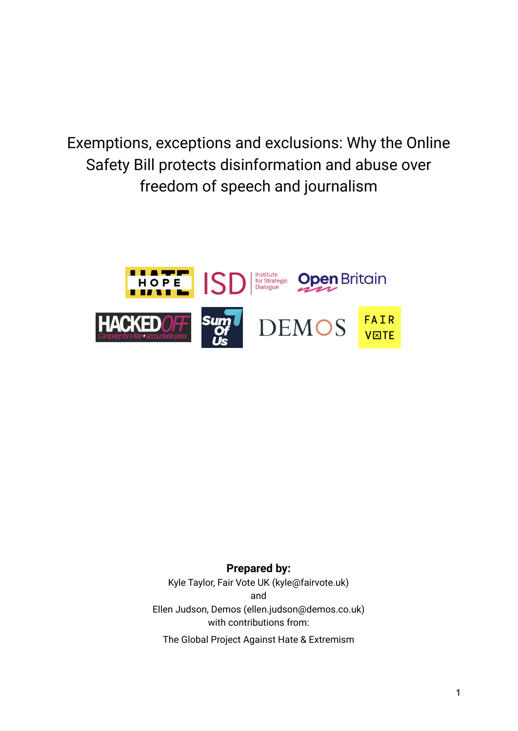# Exemptions, exceptions and exclusions: Why the Online Safety Bill protects disinformation and abuse over freedom of speech and journalism

**Prepared by:**

Kyle Taylor, Fair Vote UK (kyle@fairvote.uk)

and

Ellen Judson, Demos (ellen.judson@demos.co.uk)

with contributions from:

The Global Project Against Hate & Extremism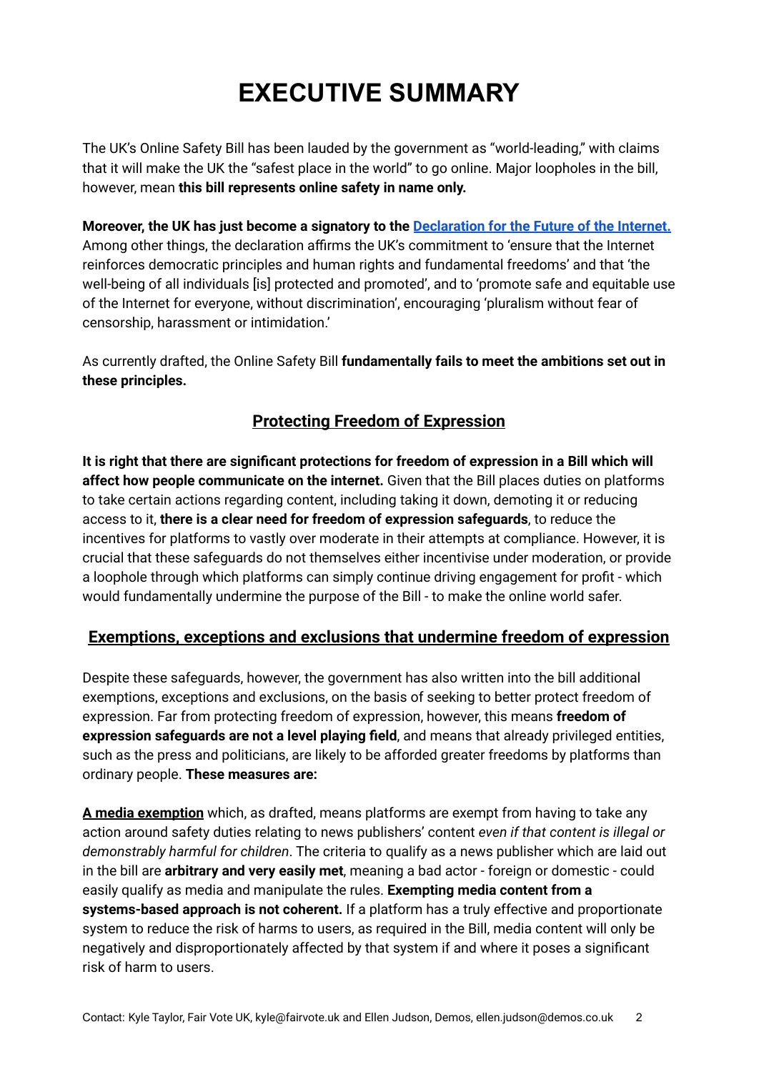# EXECUTIVE SUMMARY

The UK's Online Safety Bill has been lauded by the government as "world-leading," with claims that it will make the UK the "safest place in the world" to go online. Major loopholes in the bill, however, mean **this bill represents online safety in name only.**

**Moreover, the UK has just become a signatory to the [Declaration for the Future of the Internet.](#)** Among other things, the declaration affirms the UK's commitment to 'ensure that the Internet reinforces democratic principles and human rights and fundamental freedoms' and that 'the well-being of all individuals [is] protected and promoted', and to 'promote safe and equitable use of the Internet for everyone, without discrimination', encouraging 'pluralism without fear of censorship, harassment or intimidation.'

As currently drafted, the Online Safety Bill **fundamentally fails to meet the ambitions set out in these principles.**

## Protecting Freedom of Expression

**It is right that there are significant protections for freedom of expression in a Bill which will affect how people communicate on the internet.** Given that the Bill places duties on platforms to take certain actions regarding content, including taking it down, demoting it or reducing access to it, **there is a clear need for freedom of expression safeguards**, to reduce the incentives for platforms to vastly over moderate in their attempts at compliance. However, it is crucial that these safeguards do not themselves either incentivise under moderation, or provide a loophole through which platforms can simply continue driving engagement for profit - which would fundamentally undermine the purpose of the Bill - to make the online world safer.

## Exemptions, exceptions and exclusions that undermine freedom of expression

Despite these safeguards, however, the government has also written into the bill additional exemptions, exceptions and exclusions, on the basis of seeking to better protect freedom of expression. Far from protecting freedom of expression, however, this means **freedom of expression safeguards are not a level playing field**, and means that already privileged entities, such as the press and politicians, are likely to be afforded greater freedoms by platforms than ordinary people. **These measures are:**

**A media exemption** which, as drafted, means platforms are exempt from having to take any action around safety duties relating to news publishers' content *even if that content is illegal or demonstrably harmful for children*. The criteria to qualify as a news publisher which are laid out in the bill are **arbitrary and very easily met**, meaning a bad actor - foreign or domestic - could easily qualify as media and manipulate the rules. **Exempting media content from a systems-based approach is not coherent.** If a platform has a truly effective and proportionate system to reduce the risk of harms to users, as required in the Bill, media content will only be negatively and disproportionately affected by that system if and where it poses a significant risk of harm to users.

Contact: Kyle Taylor, Fair Vote UK, kyle@fairvote.uk and Ellen Judson, Demos, ellen.judson@demos.co.uk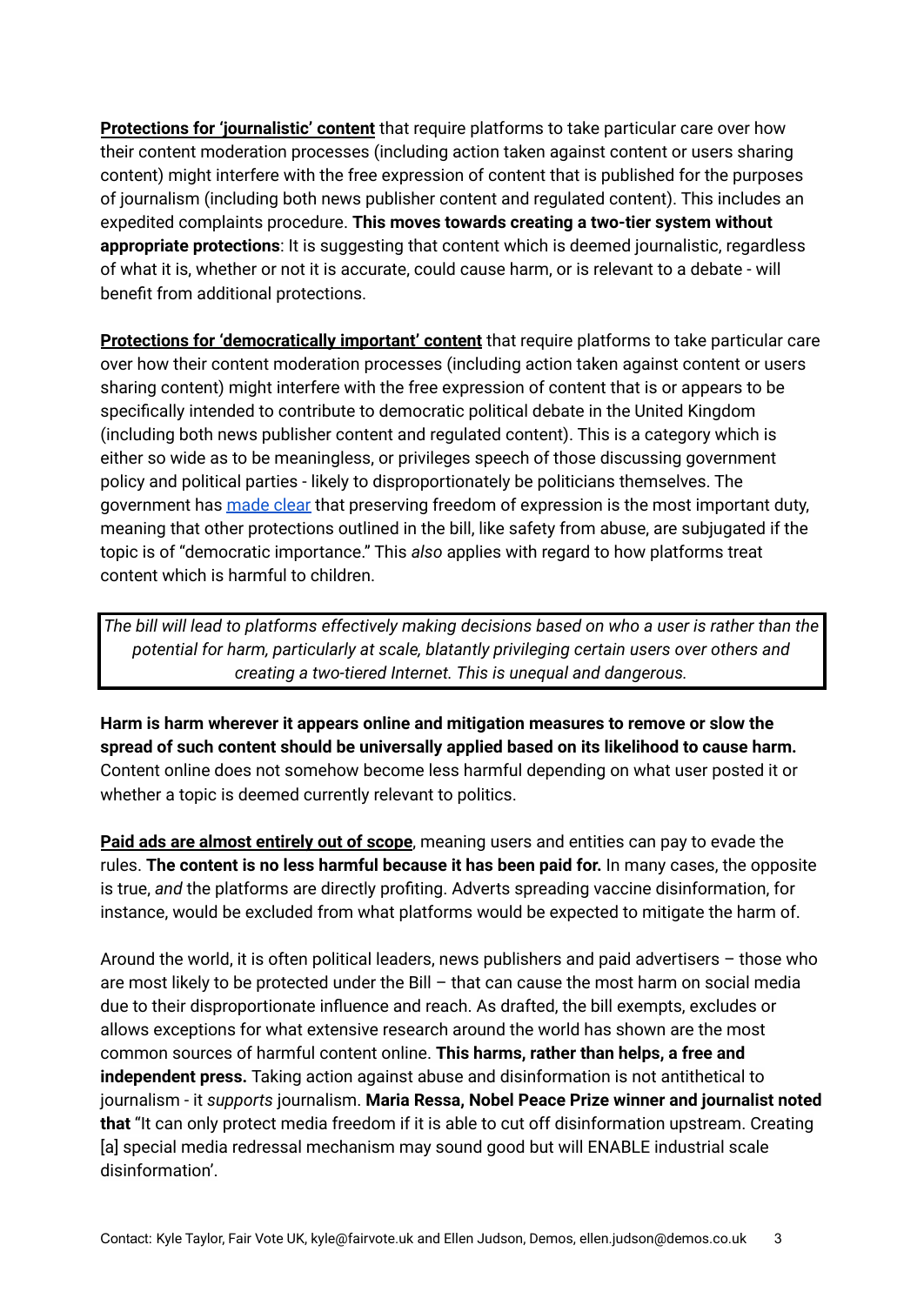**Protections for 'journalistic' content** that require platforms to take particular care over how their content moderation processes (including action taken against content or users sharing content) might interfere with the free expression of content that is published for the purposes of journalism (including both news publisher content and regulated content). This includes an expedited complaints procedure. **This moves towards creating a two-tier system without appropriate protections**: It is suggesting that content which is deemed journalistic, regardless of what it is, whether or not it is accurate, could cause harm, or is relevant to a debate - will benefit from additional protections.

**Protections for 'democratically important' content** that require platforms to take particular care over how their content moderation processes (including action taken against content or users sharing content) might interfere with the free expression of content that is or appears to be specifically intended to contribute to democratic political debate in the United Kingdom (including both news publisher content and regulated content). This is a category which is either so wide as to be meaningless, or privileges speech of those discussing government policy and political parties - likely to disproportionately be politicians themselves. The government has made clear that preserving freedom of expression is the most important duty, meaning that other protections outlined in the bill, like safety from abuse, are subjugated if the topic is of "democratic importance." This *also* applies with regard to how platforms treat content which is harmful to children.

> *The bill will lead to platforms effectively making decisions based on who a user is rather than the potential for harm, particularly at scale, blatantly privileging certain users over others and creating a two-tiered Internet. This is unequal and dangerous.*

**Harm is harm wherever it appears online and mitigation measures to remove or slow the spread of such content should be universally applied based on its likelihood to cause harm.** Content online does not somehow become less harmful depending on what user posted it or whether a topic is deemed currently relevant to politics.

**Paid ads are almost entirely out of scope**, meaning users and entities can pay to evade the rules. **The content is no less harmful because it has been paid for.** In many cases, the opposite is true, *and* the platforms are directly profiting. Adverts spreading vaccine disinformation, for instance, would be excluded from what platforms would be expected to mitigate the harm of.

Around the world, it is often political leaders, news publishers and paid advertisers – those who are most likely to be protected under the Bill – that can cause the most harm on social media due to their disproportionate influence and reach. As drafted, the bill exempts, excludes or allows exceptions for what extensive research around the world has shown are the most common sources of harmful content online. **This harms, rather than helps, a free and independent press.** Taking action against abuse and disinformation is not antithetical to journalism - it *supports* journalism. **Maria Ressa, Nobel Peace Prize winner and journalist noted that** "It can only protect media freedom if it is able to cut off disinformation upstream. Creating [a] special media redressal mechanism may sound good but will ENABLE industrial scale disinformation'.

Contact: Kyle Taylor, Fair Vote UK, kyle@fairvote.uk and Ellen Judson, Demos, ellen.judson@demos.co.uk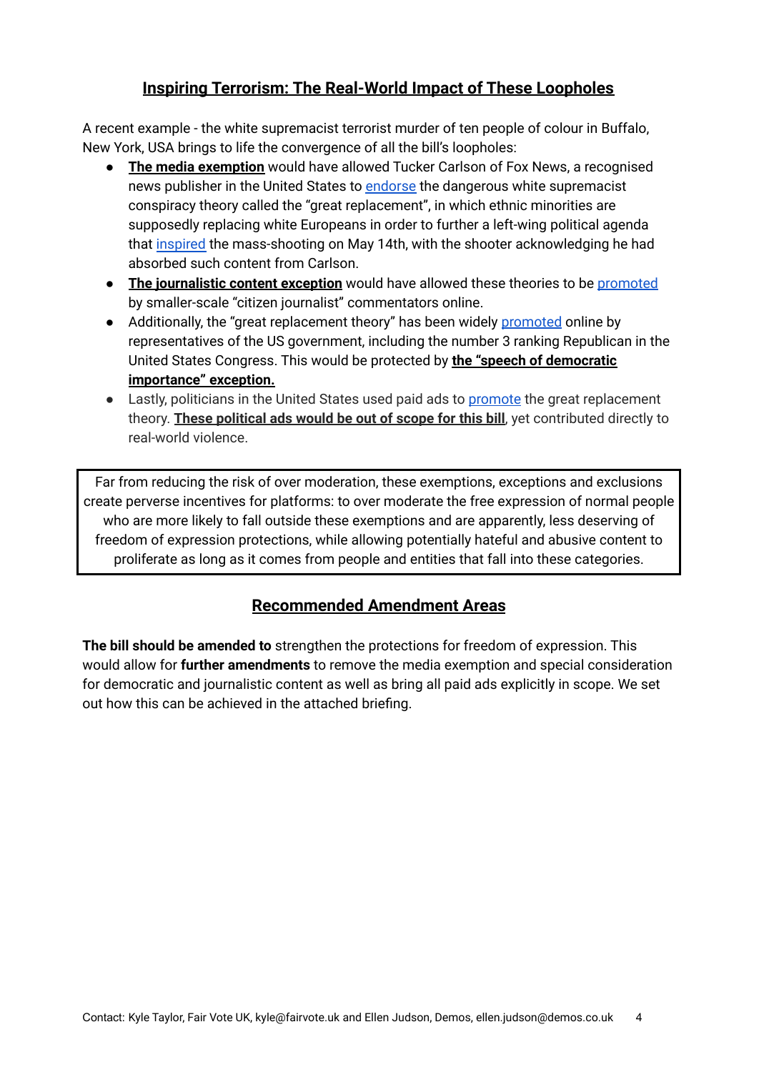## Inspiring Terrorism: The Real-World Impact of These Loopholes

A recent example - the white supremacist terrorist murder of ten people of colour in Buffalo, New York, USA brings to life the convergence of all the bill's loopholes:

- **The media exemption** would have allowed Tucker Carlson of Fox News, a recognised news publisher in the United States to endorse the dangerous white supremacist conspiracy theory called the "great replacement", in which ethnic minorities are supposedly replacing white Europeans in order to further a left-wing political agenda that inspired the mass-shooting on May 14th, with the shooter acknowledging he had absorbed such content from Carlson.
- **The journalistic content exception** would have allowed these theories to be promoted by smaller-scale "citizen journalist" commentators online.
- Additionally, the "great replacement theory" has been widely promoted online by representatives of the US government, including the number 3 ranking Republican in the United States Congress. This would be protected by **the "speech of democratic importance" exception.**
- Lastly, politicians in the United States used paid ads to promote the great replacement theory. **These political ads would be out of scope for this bill**, yet contributed directly to real-world violence.

> Far from reducing the risk of over moderation, these exemptions, exceptions and exclusions create perverse incentives for platforms: to over moderate the free expression of normal people who are more likely to fall outside these exemptions and are apparently, less deserving of freedom of expression protections, while allowing potentially hateful and abusive content to proliferate as long as it comes from people and entities that fall into these categories.

## Recommended Amendment Areas

**The bill should be amended to** strengthen the protections for freedom of expression. This would allow for **further amendments** to remove the media exemption and special consideration for democratic and journalistic content as well as bring all paid ads explicitly in scope. We set out how this can be achieved in the attached briefing.

Contact: Kyle Taylor, Fair Vote UK, kyle@fairvote.uk and Ellen Judson, Demos, ellen.judson@demos.co.uk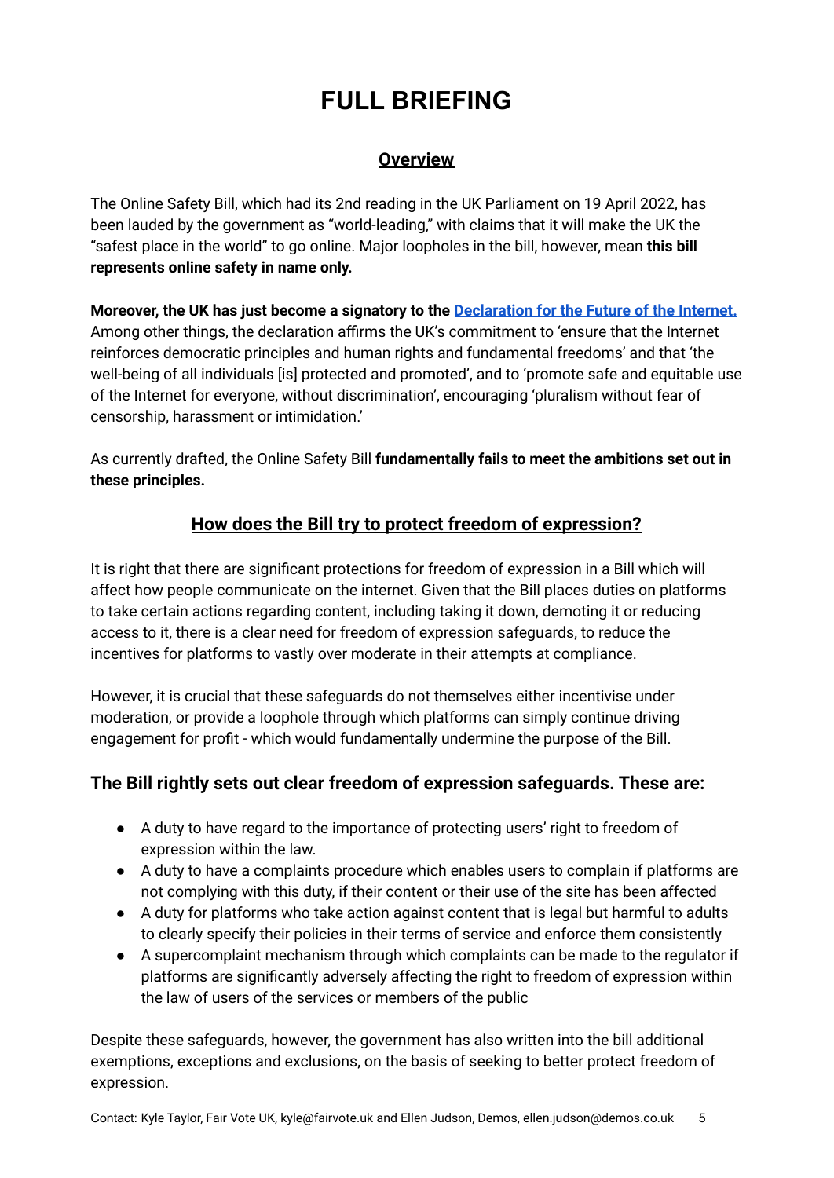# FULL BRIEFING

## Overview

The Online Safety Bill, which had its 2nd reading in the UK Parliament on 19 April 2022, has been lauded by the government as "world-leading," with claims that it will make the UK the "safest place in the world" to go online. Major loopholes in the bill, however, mean **this bill represents online safety in name only.**

**Moreover, the UK has just become a signatory to the [Declaration for the Future of the Internet.](#)** Among other things, the declaration affirms the UK's commitment to 'ensure that the Internet reinforces democratic principles and human rights and fundamental freedoms' and that 'the well-being of all individuals [is] protected and promoted', and to 'promote safe and equitable use of the Internet for everyone, without discrimination', encouraging 'pluralism without fear of censorship, harassment or intimidation.'

As currently drafted, the Online Safety Bill **fundamentally fails to meet the ambitions set out in these principles.**

## How does the Bill try to protect freedom of expression?

It is right that there are significant protections for freedom of expression in a Bill which will affect how people communicate on the internet. Given that the Bill places duties on platforms to take certain actions regarding content, including taking it down, demoting it or reducing access to it, there is a clear need for freedom of expression safeguards, to reduce the incentives for platforms to vastly over moderate in their attempts at compliance.

However, it is crucial that these safeguards do not themselves either incentivise under moderation, or provide a loophole through which platforms can simply continue driving engagement for profit - which would fundamentally undermine the purpose of the Bill.

### The Bill rightly sets out clear freedom of expression safeguards. These are:

- A duty to have regard to the importance of protecting users' right to freedom of expression within the law.
- A duty to have a complaints procedure which enables users to complain if platforms are not complying with this duty, if their content or their use of the site has been affected
- A duty for platforms who take action against content that is legal but harmful to adults to clearly specify their policies in their terms of service and enforce them consistently
- A supercomplaint mechanism through which complaints can be made to the regulator if platforms are significantly adversely affecting the right to freedom of expression within the law of users of the services or members of the public

Despite these safeguards, however, the government has also written into the bill additional exemptions, exceptions and exclusions, on the basis of seeking to better protect freedom of expression.

Contact: Kyle Taylor, Fair Vote UK, kyle@fairvote.uk and Ellen Judson, Demos, ellen.judson@demos.co.uk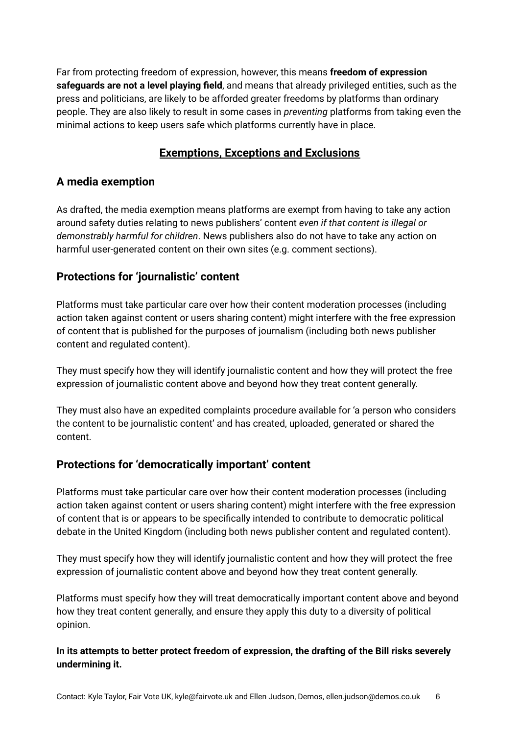Far from protecting freedom of expression, however, this means **freedom of expression safeguards are not a level playing field**, and means that already privileged entities, such as the press and politicians, are likely to be afforded greater freedoms by platforms than ordinary people. They are also likely to result in some cases in *preventing* platforms from taking even the minimal actions to keep users safe which platforms currently have in place.

## Exemptions, Exceptions and Exclusions

### A media exemption

As drafted, the media exemption means platforms are exempt from having to take any action around safety duties relating to news publishers' content *even if that content is illegal or demonstrably harmful for children*. News publishers also do not have to take any action on harmful user-generated content on their own sites (e.g. comment sections).

### Protections for 'journalistic' content

Platforms must take particular care over how their content moderation processes (including action taken against content or users sharing content) might interfere with the free expression of content that is published for the purposes of journalism (including both news publisher content and regulated content).

They must specify how they will identify journalistic content and how they will protect the free expression of journalistic content above and beyond how they treat content generally.

They must also have an expedited complaints procedure available for 'a person who considers the content to be journalistic content' and has created, uploaded, generated or shared the content.

### Protections for 'democratically important' content

Platforms must take particular care over how their content moderation processes (including action taken against content or users sharing content) might interfere with the free expression of content that is or appears to be specifically intended to contribute to democratic political debate in the United Kingdom (including both news publisher content and regulated content).

They must specify how they will identify journalistic content and how they will protect the free expression of journalistic content above and beyond how they treat content generally.

Platforms must specify how they will treat democratically important content above and beyond how they treat content generally, and ensure they apply this duty to a diversity of political opinion.

**In its attempts to better protect freedom of expression, the drafting of the Bill risks severely undermining it.**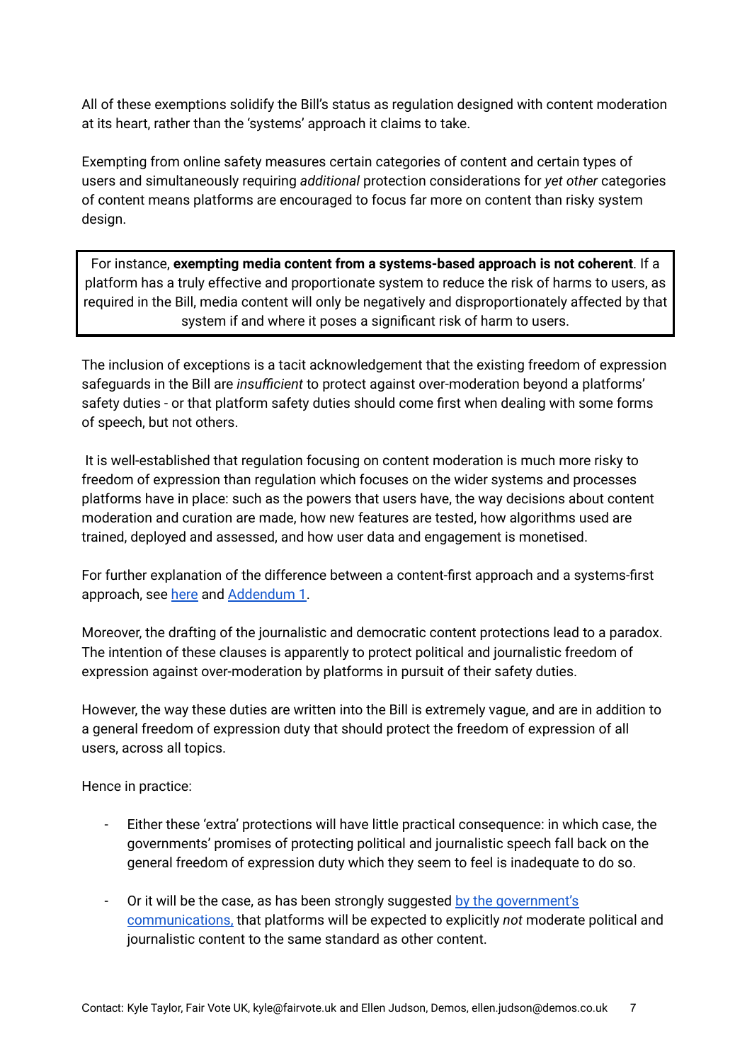All of these exemptions solidify the Bill's status as regulation designed with content moderation at its heart, rather than the 'systems' approach it claims to take.

Exempting from online safety measures certain categories of content and certain types of users and simultaneously requiring *additional* protection considerations for *yet other* categories of content means platforms are encouraged to focus far more on content than risky system design.

> For instance, **exempting media content from a systems-based approach is not coherent**. If a platform has a truly effective and proportionate system to reduce the risk of harms to users, as required in the Bill, media content will only be negatively and disproportionately affected by that system if and where it poses a significant risk of harm to users.

The inclusion of exceptions is a tacit acknowledgement that the existing freedom of expression safeguards in the Bill are *insufficient* to protect against over-moderation beyond a platforms' safety duties - or that platform safety duties should come first when dealing with some forms of speech, but not others.

It is well-established that regulation focusing on content moderation is much more risky to freedom of expression than regulation which focuses on the wider systems and processes platforms have in place: such as the powers that users have, the way decisions about content moderation and curation are made, how new features are tested, how algorithms used are trained, deployed and assessed, and how user data and engagement is monetised.

For further explanation of the difference between a content-first approach and a systems-first approach, see here and Addendum 1.

Moreover, the drafting of the journalistic and democratic content protections lead to a paradox. The intention of these clauses is apparently to protect political and journalistic freedom of expression against over-moderation by platforms in pursuit of their safety duties.

However, the way these duties are written into the Bill is extremely vague, and are in addition to a general freedom of expression duty that should protect the freedom of expression of all users, across all topics.

Hence in practice:

- Either these 'extra' protections will have little practical consequence: in which case, the governments' promises of protecting political and journalistic speech fall back on the general freedom of expression duty which they seem to feel is inadequate to do so.

- Or it will be the case, as has been strongly suggested by the government's communications, that platforms will be expected to explicitly *not* moderate political and journalistic content to the same standard as other content.

Contact: Kyle Taylor, Fair Vote UK, kyle@fairvote.uk and Ellen Judson, Demos, ellen.judson@demos.co.uk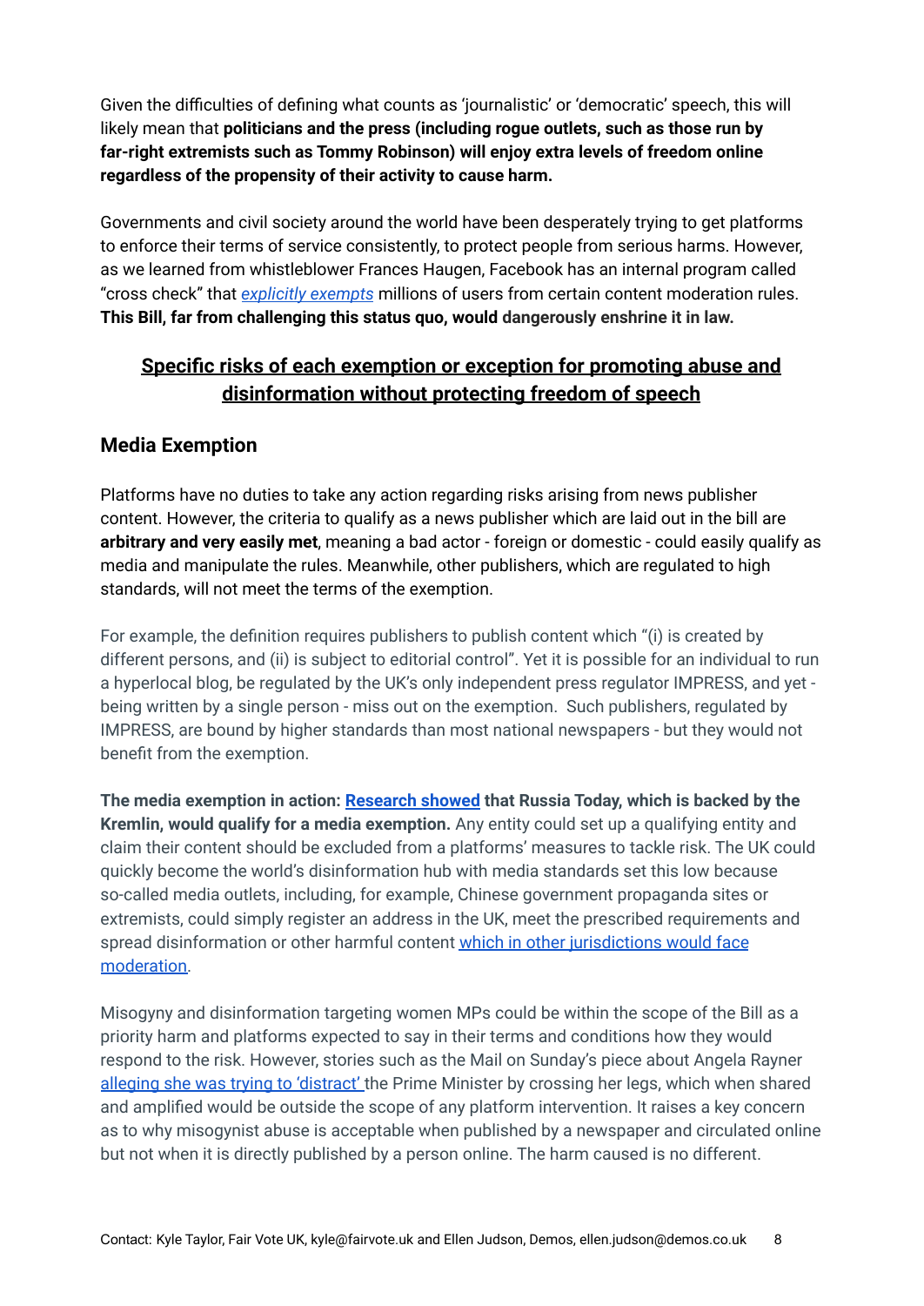Given the difficulties of defining what counts as 'journalistic' or 'democratic' speech, this will likely mean that **politicians and the press (including rogue outlets, such as those run by far-right extremists such as Tommy Robinson) will enjoy extra levels of freedom online regardless of the propensity of their activity to cause harm.**

Governments and civil society around the world have been desperately trying to get platforms to enforce their terms of service consistently, to protect people from serious harms. However, as we learned from whistleblower Frances Haugen, Facebook has an internal program called "cross check" that *explicitly exempts* millions of users from certain content moderation rules. **This Bill, far from challenging this status quo, would dangerously enshrine it in law.**

## Specific risks of each exemption or exception for promoting abuse and disinformation without protecting freedom of speech

### Media Exemption

Platforms have no duties to take any action regarding risks arising from news publisher content. However, the criteria to qualify as a news publisher which are laid out in the bill are **arbitrary and very easily met**, meaning a bad actor - foreign or domestic - could easily qualify as media and manipulate the rules. Meanwhile, other publishers, which are regulated to high standards, will not meet the terms of the exemption.

For example, the definition requires publishers to publish content which "(i) is created by different persons, and (ii) is subject to editorial control". Yet it is possible for an individual to run a hyperlocal blog, be regulated by the UK's only independent press regulator IMPRESS, and yet - being written by a single person - miss out on the exemption. Such publishers, regulated by IMPRESS, are bound by higher standards than most national newspapers - but they would not benefit from the exemption.

**The media exemption in action: Research showed that Russia Today, which is backed by the Kremlin, would qualify for a media exemption.** Any entity could set up a qualifying entity and claim their content should be excluded from a platforms' measures to tackle risk. The UK could quickly become the world's disinformation hub with media standards set this low because so-called media outlets, including, for example, Chinese government propaganda sites or extremists, could simply register an address in the UK, meet the prescribed requirements and spread disinformation or other harmful content which in other jurisdictions would face moderation.

Misogyny and disinformation targeting women MPs could be within the scope of the Bill as a priority harm and platforms expected to say in their terms and conditions how they would respond to the risk. However, stories such as the Mail on Sunday's piece about Angela Rayner alleging she was trying to 'distract' the Prime Minister by crossing her legs, which when shared and amplified would be outside the scope of any platform intervention. It raises a key concern as to why misogynist abuse is acceptable when published by a newspaper and circulated online but not when it is directly published by a person online. The harm caused is no different.

Contact: Kyle Taylor, Fair Vote UK, kyle@fairvote.uk and Ellen Judson, Demos, ellen.judson@demos.co.uk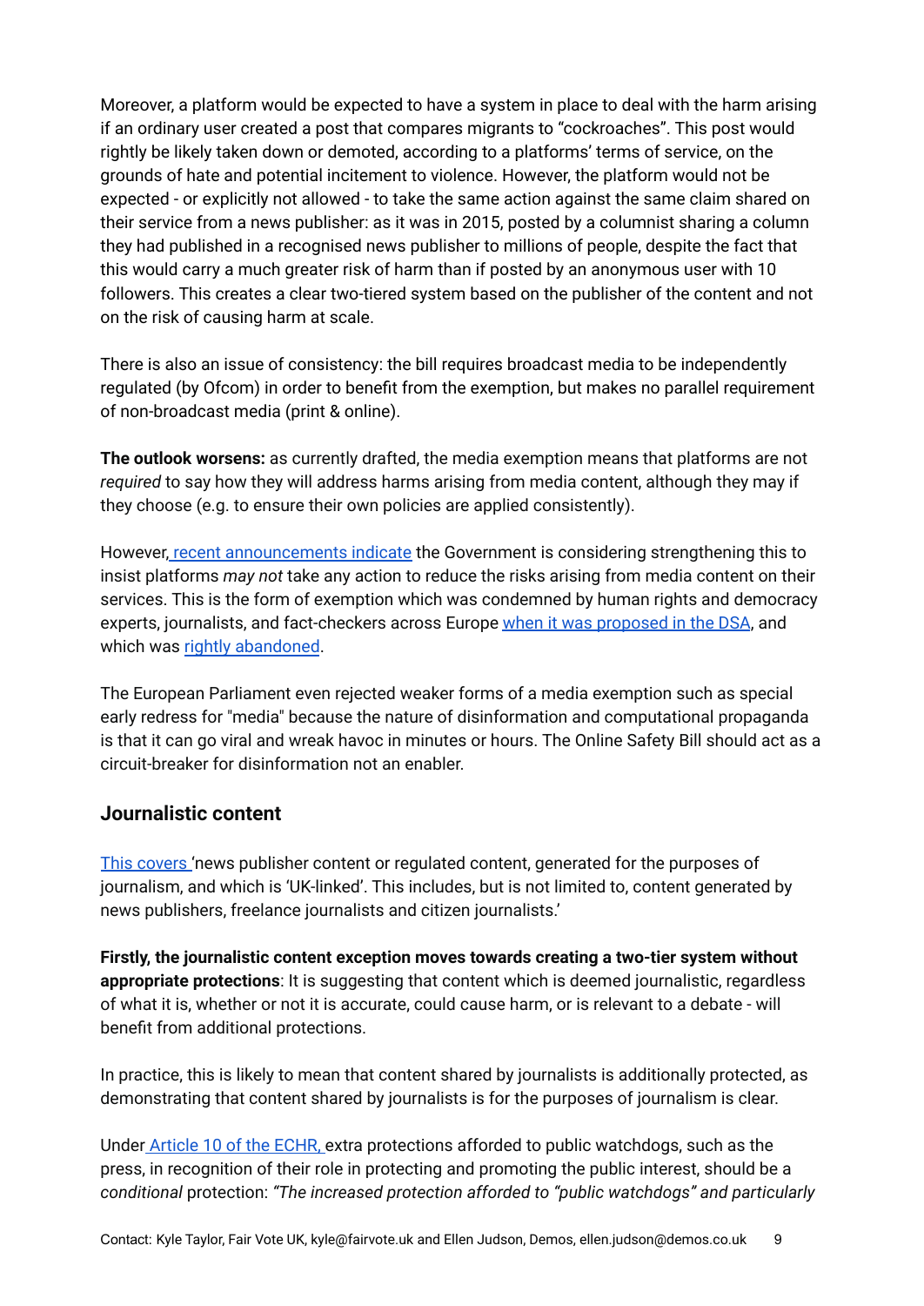Moreover, a platform would be expected to have a system in place to deal with the harm arising if an ordinary user created a post that compares migrants to "cockroaches". This post would rightly be likely taken down or demoted, according to a platforms' terms of service, on the grounds of hate and potential incitement to violence. However, the platform would not be expected - or explicitly not allowed - to take the same action against the same claim shared on their service from a news publisher: as it was in 2015, posted by a columnist sharing a column they had published in a recognised news publisher to millions of people, despite the fact that this would carry a much greater risk of harm than if posted by an anonymous user with 10 followers. This creates a clear two-tiered system based on the publisher of the content and not on the risk of causing harm at scale.

There is also an issue of consistency: the bill requires broadcast media to be independently regulated (by Ofcom) in order to benefit from the exemption, but makes no parallel requirement of non-broadcast media (print & online).

**The outlook worsens:** as currently drafted, the media exemption means that platforms are not *required* to say how they will address harms arising from media content, although they may if they choose (e.g. to ensure their own policies are applied consistently).

However, recent announcements indicate the Government is considering strengthening this to insist platforms *may not* take any action to reduce the risks arising from media content on their services. This is the form of exemption which was condemned by human rights and democracy experts, journalists, and fact-checkers across Europe when it was proposed in the DSA, and which was rightly abandoned.

The European Parliament even rejected weaker forms of a media exemption such as special early redress for "media" because the nature of disinformation and computational propaganda is that it can go viral and wreak havoc in minutes or hours. The Online Safety Bill should act as a circuit-breaker for disinformation not an enabler.

## Journalistic content

This covers 'news publisher content or regulated content, generated for the purposes of journalism, and which is 'UK-linked'. This includes, but is not limited to, content generated by news publishers, freelance journalists and citizen journalists.'

**Firstly, the journalistic content exception moves towards creating a two-tier system without appropriate protections**: It is suggesting that content which is deemed journalistic, regardless of what it is, whether or not it is accurate, could cause harm, or is relevant to a debate - will benefit from additional protections.

In practice, this is likely to mean that content shared by journalists is additionally protected, as demonstrating that content shared by journalists is for the purposes of journalism is clear.

Under Article 10 of the ECHR, extra protections afforded to public watchdogs, such as the press, in recognition of their role in protecting and promoting the public interest, should be a *conditional* protection: *"The increased protection afforded to "public watchdogs" and particularly*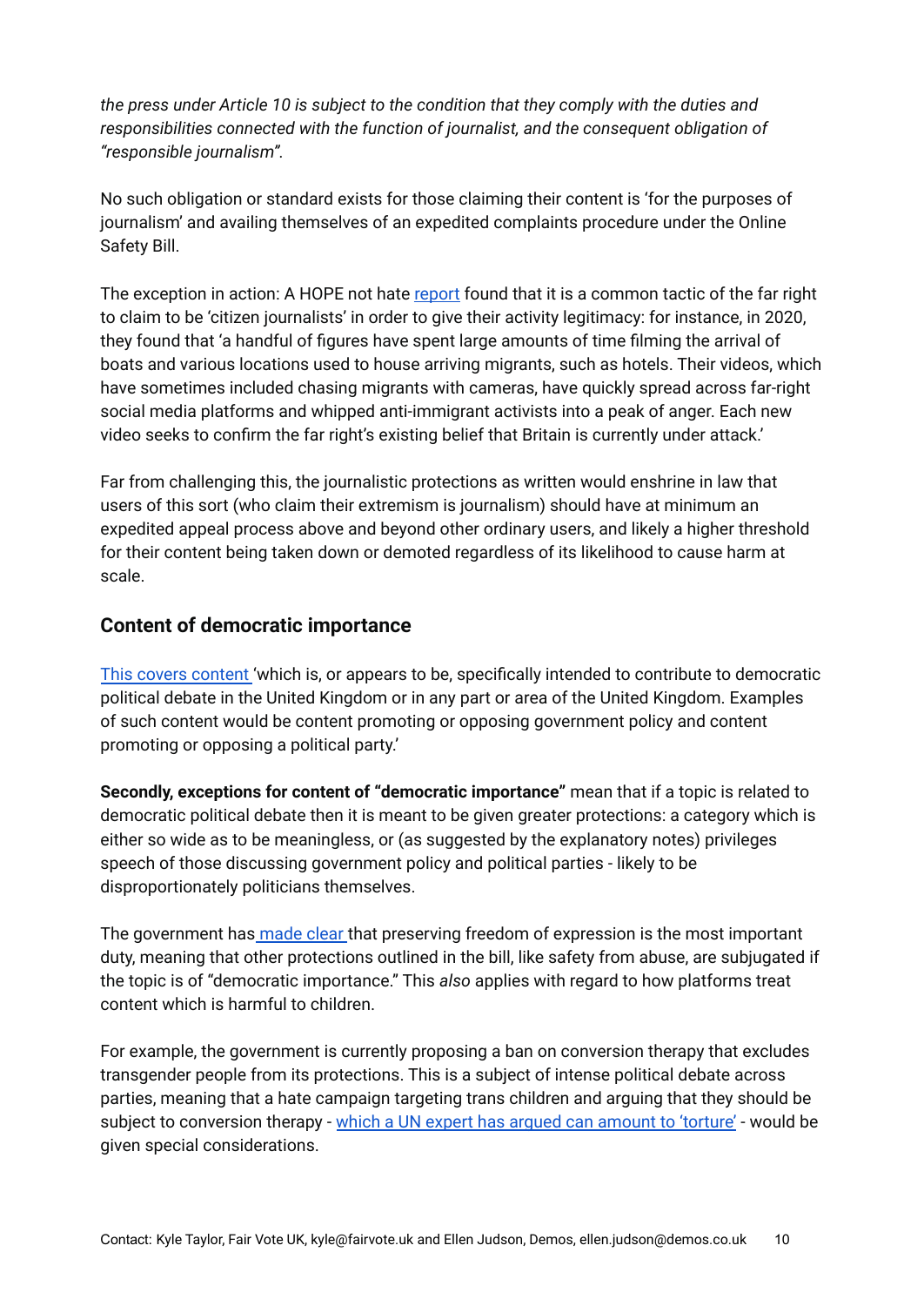*the press under Article 10 is subject to the condition that they comply with the duties and responsibilities connected with the function of journalist, and the consequent obligation of "responsible journalism".*

No such obligation or standard exists for those claiming their content is 'for the purposes of journalism' and availing themselves of an expedited complaints procedure under the Online Safety Bill.

The exception in action: A HOPE not hate report found that it is a common tactic of the far right to claim to be 'citizen journalists' in order to give their activity legitimacy: for instance, in 2020, they found that 'a handful of figures have spent large amounts of time filming the arrival of boats and various locations used to house arriving migrants, such as hotels. Their videos, which have sometimes included chasing migrants with cameras, have quickly spread across far-right social media platforms and whipped anti-immigrant activists into a peak of anger. Each new video seeks to confirm the far right's existing belief that Britain is currently under attack.'

Far from challenging this, the journalistic protections as written would enshrine in law that users of this sort (who claim their extremism is journalism) should have at minimum an expedited appeal process above and beyond other ordinary users, and likely a higher threshold for their content being taken down or demoted regardless of its likelihood to cause harm at scale.

## Content of democratic importance

This covers content 'which is, or appears to be, specifically intended to contribute to democratic political debate in the United Kingdom or in any part or area of the United Kingdom. Examples of such content would be content promoting or opposing government policy and content promoting or opposing a political party.'

**Secondly, exceptions for content of "democratic importance"** mean that if a topic is related to democratic political debate then it is meant to be given greater protections: a category which is either so wide as to be meaningless, or (as suggested by the explanatory notes) privileges speech of those discussing government policy and political parties - likely to be disproportionately politicians themselves.

The government has made clear that preserving freedom of expression is the most important duty, meaning that other protections outlined in the bill, like safety from abuse, are subjugated if the topic is of "democratic importance." This *also* applies with regard to how platforms treat content which is harmful to children.

For example, the government is currently proposing a ban on conversion therapy that excludes transgender people from its protections. This is a subject of intense political debate across parties, meaning that a hate campaign targeting trans children and arguing that they should be subject to conversion therapy - which a UN expert has argued can amount to 'torture' - would be given special considerations.

Contact: Kyle Taylor, Fair Vote UK, kyle@fairvote.uk and Ellen Judson, Demos, ellen.judson@demos.co.uk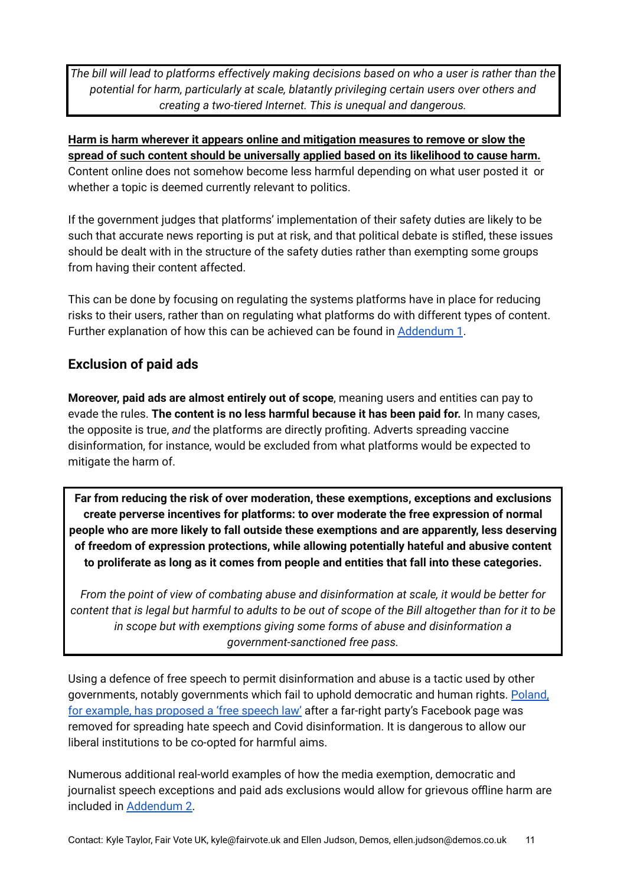*The bill will lead to platforms effectively making decisions based on who a user is rather than the potential for harm, particularly at scale, blatantly privileging certain users over others and creating a two-tiered Internet. This is unequal and dangerous.*

**Harm is harm wherever it appears online and mitigation measures to remove or slow the spread of such content should be universally applied based on its likelihood to cause harm.** Content online does not somehow become less harmful depending on what user posted it or whether a topic is deemed currently relevant to politics.

If the government judges that platforms' implementation of their safety duties are likely to be such that accurate news reporting is put at risk, and that political debate is stifled, these issues should be dealt with in the structure of the safety duties rather than exempting some groups from having their content affected.

This can be done by focusing on regulating the systems platforms have in place for reducing risks to their users, rather than on regulating what platforms do with different types of content. Further explanation of how this can be achieved can be found in Addendum 1.

## Exclusion of paid ads

**Moreover, paid ads are almost entirely out of scope**, meaning users and entities can pay to evade the rules. **The content is no less harmful because it has been paid for.** In many cases, the opposite is true, *and* the platforms are directly profiting. Adverts spreading vaccine disinformation, for instance, would be excluded from what platforms would be expected to mitigate the harm of.

**Far from reducing the risk of over moderation, these exemptions, exceptions and exclusions create perverse incentives for platforms: to over moderate the free expression of normal people who are more likely to fall outside these exemptions and are apparently, less deserving of freedom of expression protections, while allowing potentially hateful and abusive content to proliferate as long as it comes from people and entities that fall into these categories.**

*From the point of view of combating abuse and disinformation at scale, it would be better for content that is legal but harmful to adults to be out of scope of the Bill altogether than for it to be in scope but with exemptions giving some forms of abuse and disinformation a government-sanctioned free pass.*

Using a defence of free speech to permit disinformation and abuse is a tactic used by other governments, notably governments which fail to uphold democratic and human rights. Poland, for example, has proposed a 'free speech law' after a far-right party's Facebook page was removed for spreading hate speech and Covid disinformation. It is dangerous to allow our liberal institutions to be co-opted for harmful aims.

Numerous additional real-world examples of how the media exemption, democratic and journalist speech exceptions and paid ads exclusions would allow for grievous offline harm are included in Addendum 2.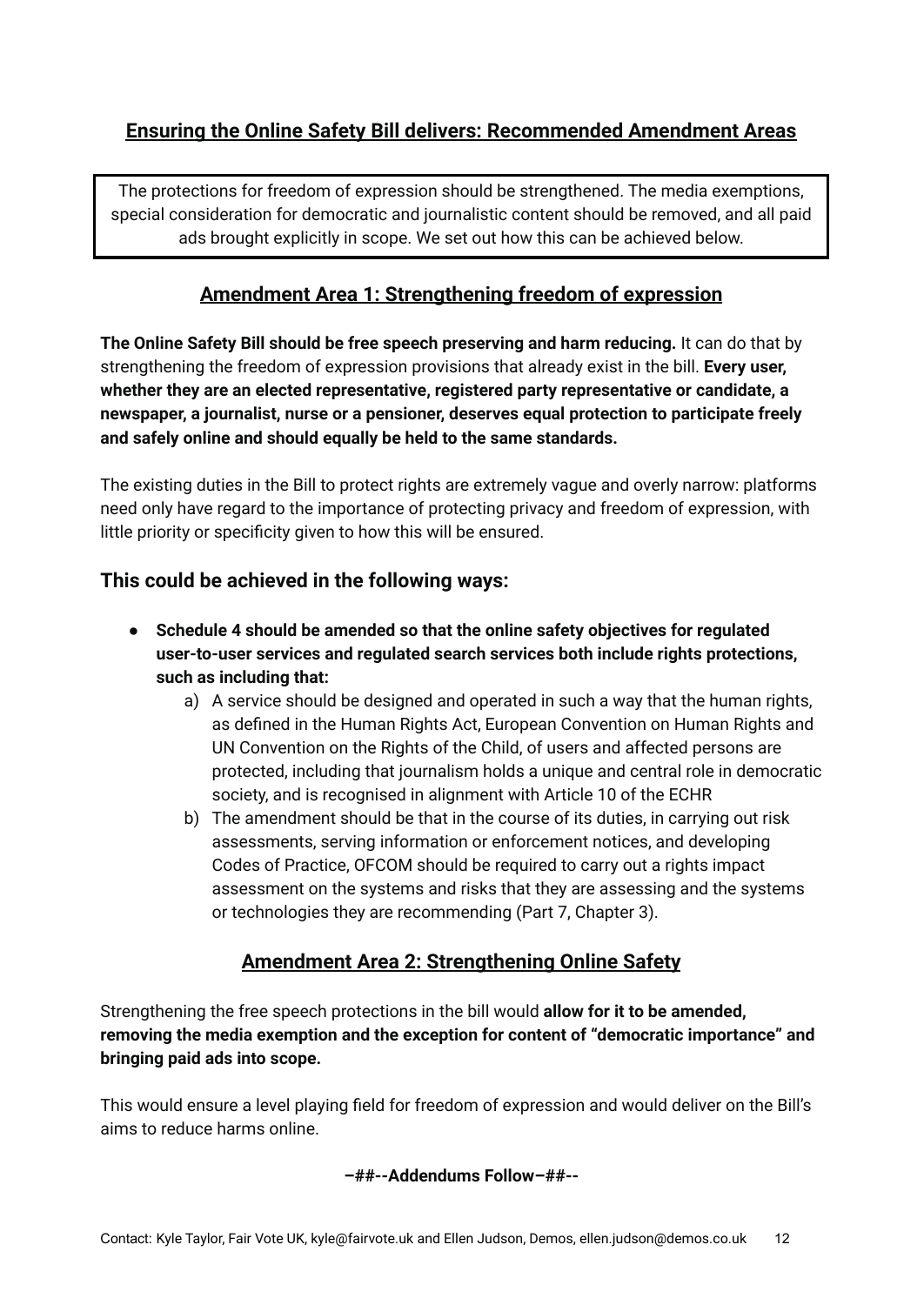## Ensuring the Online Safety Bill delivers: Recommended Amendment Areas

The protections for freedom of expression should be strengthened. The media exemptions, special consideration for democratic and journalistic content should be removed, and all paid ads brought explicitly in scope. We set out how this can be achieved below.

### Amendment Area 1: Strengthening freedom of expression

**The Online Safety Bill should be free speech preserving and harm reducing.** It can do that by strengthening the freedom of expression provisions that already exist in the bill. **Every user, whether they are an elected representative, registered party representative or candidate, a newspaper, a journalist, nurse or a pensioner, deserves equal protection to participate freely and safely online and should equally be held to the same standards.**

The existing duties in the Bill to protect rights are extremely vague and overly narrow: platforms need only have regard to the importance of protecting privacy and freedom of expression, with little priority or specificity given to how this will be ensured.

### This could be achieved in the following ways:

- **Schedule 4 should be amended so that the online safety objectives for regulated user-to-user services and regulated search services both include rights protections, such as including that:**
    a) A service should be designed and operated in such a way that the human rights, as defined in the Human Rights Act, European Convention on Human Rights and UN Convention on the Rights of the Child, of users and affected persons are protected, including that journalism holds a unique and central role in democratic society, and is recognised in alignment with Article 10 of the ECHR
    b) The amendment should be that in the course of its duties, in carrying out risk assessments, serving information or enforcement notices, and developing Codes of Practice, OFCOM should be required to carry out a rights impact assessment on the systems and risks that they are assessing and the systems or technologies they are recommending (Part 7, Chapter 3).

### Amendment Area 2: Strengthening Online Safety

Strengthening the free speech protections in the bill would **allow for it to be amended, removing the media exemption and the exception for content of "democratic importance" and bringing paid ads into scope.**

This would ensure a level playing field for freedom of expression and would deliver on the Bill's aims to reduce harms online.

**–##--Addendums Follow–##--**

Contact: Kyle Taylor, Fair Vote UK, kyle@fairvote.uk and Ellen Judson, Demos, ellen.judson@demos.co.uk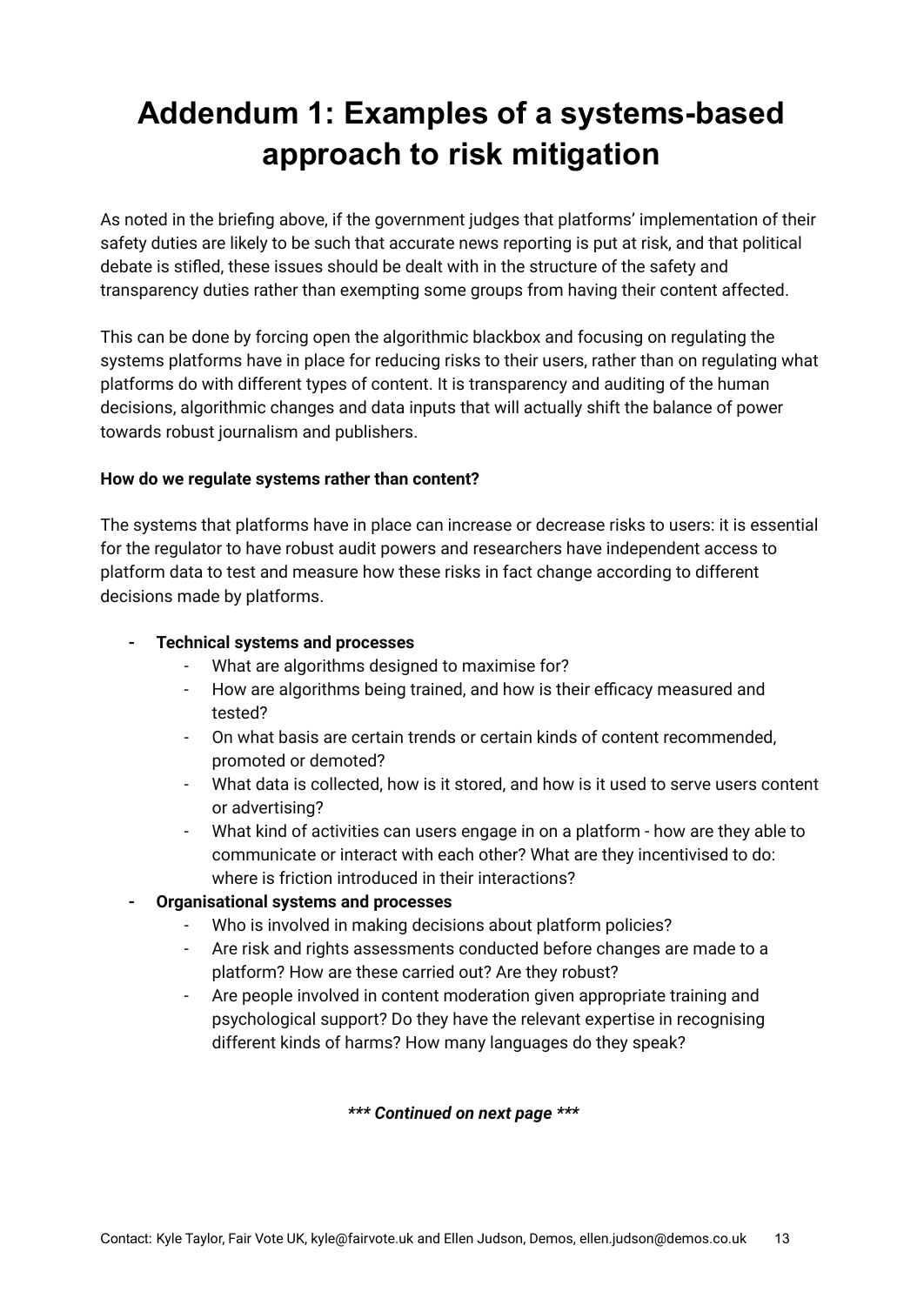# Addendum 1: Examples of a systems-based approach to risk mitigation

As noted in the briefing above, if the government judges that platforms' implementation of their safety duties are likely to be such that accurate news reporting is put at risk, and that political debate is stifled, these issues should be dealt with in the structure of the safety and transparency duties rather than exempting some groups from having their content affected.

This can be done by forcing open the algorithmic blackbox and focusing on regulating the systems platforms have in place for reducing risks to their users, rather than on regulating what platforms do with different types of content. It is transparency and auditing of the human decisions, algorithmic changes and data inputs that will actually shift the balance of power towards robust journalism and publishers.

**How do we regulate systems rather than content?**

The systems that platforms have in place can increase or decrease risks to users: it is essential for the regulator to have robust audit powers and researchers have independent access to platform data to test and measure how these risks in fact change according to different decisions made by platforms.

- **Technical systems and processes**
  - What are algorithms designed to maximise for?
  - How are algorithms being trained, and how is their efficacy measured and tested?
  - On what basis are certain trends or certain kinds of content recommended, promoted or demoted?
  - What data is collected, how is it stored, and how is it used to serve users content or advertising?
  - What kind of activities can users engage in on a platform - how are they able to communicate or interact with each other? What are they incentivised to do: where is friction introduced in their interactions?
- **Organisational systems and processes**
  - Who is involved in making decisions about platform policies?
  - Are risk and rights assessments conducted before changes are made to a platform? How are these carried out? Are they robust?
  - Are people involved in content moderation given appropriate training and psychological support? Do they have the relevant expertise in recognising different kinds of harms? How many languages do they speak?

***\*\*\* Continued on next page \*\*\****

Contact: Kyle Taylor, Fair Vote UK, kyle@fairvote.uk and Ellen Judson, Demos, ellen.judson@demos.co.uk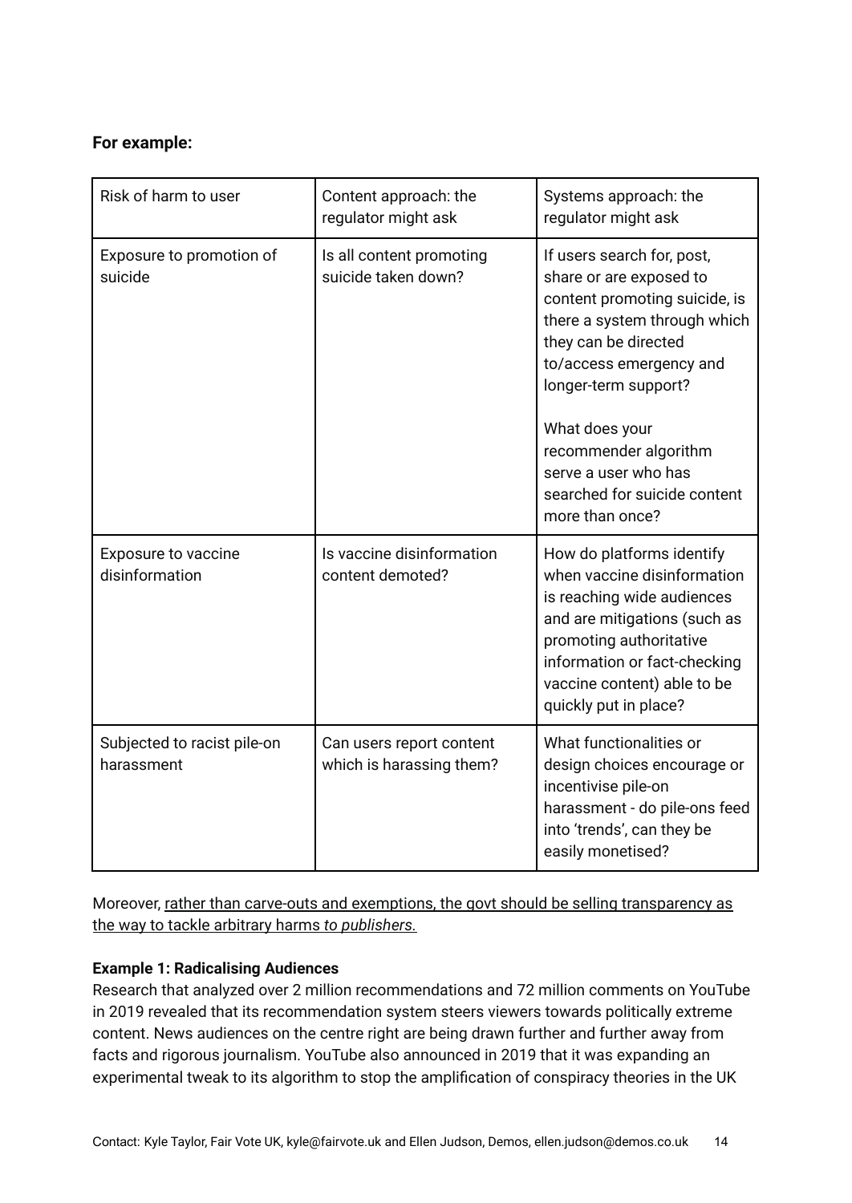**For example:**

| Risk of harm to user | Content approach: the regulator might ask | Systems approach: the regulator might ask |
|---|---|---|
| Exposure to promotion of suicide | Is all content promoting suicide taken down? | If users search for, post, share or are exposed to content promoting suicide, is there a system through which they can be directed to/access emergency and longer-term support?<br><br>What does your recommender algorithm serve a user who has searched for suicide content more than once? |
| Exposure to vaccine disinformation | Is vaccine disinformation content demoted? | How do platforms identify when vaccine disinformation is reaching wide audiences and are mitigations (such as promoting authoritative information or fact-checking vaccine content) able to be quickly put in place? |
| Subjected to racist pile-on harassment | Can users report content which is harassing them? | What functionalities or design choices encourage or incentivise pile-on harassment - do pile-ons feed into 'trends', can they be easily monetised? |

Moreover, <u>rather than carve-outs and exemptions, the govt should be selling transparency as the way to tackle arbitrary harms *to publishers.*</u>

**Example 1: Radicalising Audiences**

Research that analyzed over 2 million recommendations and 72 million comments on YouTube in 2019 revealed that its recommendation system steers viewers towards politically extreme content. News audiences on the centre right are being drawn further and further away from facts and rigorous journalism. YouTube also announced in 2019 that it was expanding an experimental tweak to its algorithm to stop the amplification of conspiracy theories in the UK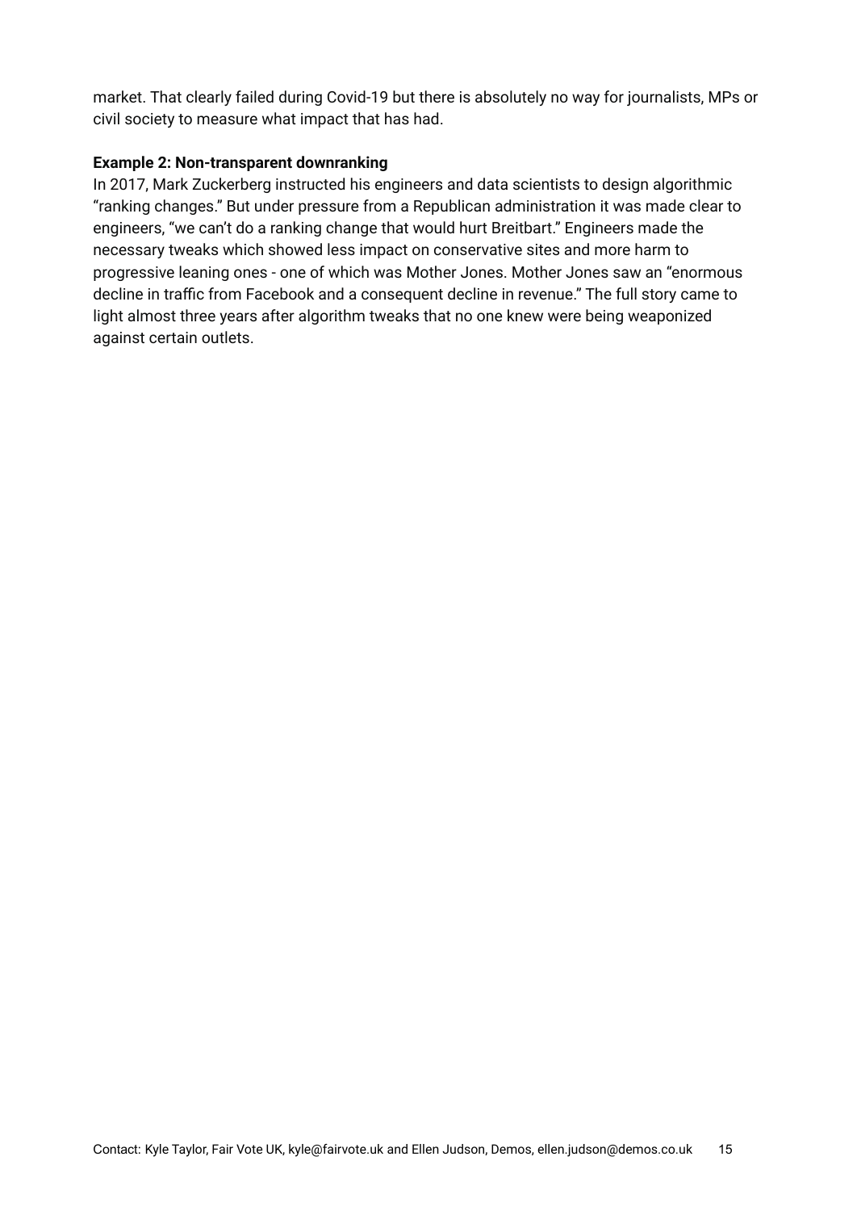market. That clearly failed during Covid-19 but there is absolutely no way for journalists, MPs or civil society to measure what impact that has had.

**Example 2: Non-transparent downranking**

In 2017, Mark Zuckerberg instructed his engineers and data scientists to design algorithmic “ranking changes.” But under pressure from a Republican administration it was made clear to engineers, “we can’t do a ranking change that would hurt Breitbart.” Engineers made the necessary tweaks which showed less impact on conservative sites and more harm to progressive leaning ones - one of which was Mother Jones. Mother Jones saw an “enormous decline in traffic from Facebook and a consequent decline in revenue.” The full story came to light almost three years after algorithm tweaks that no one knew were being weaponized against certain outlets.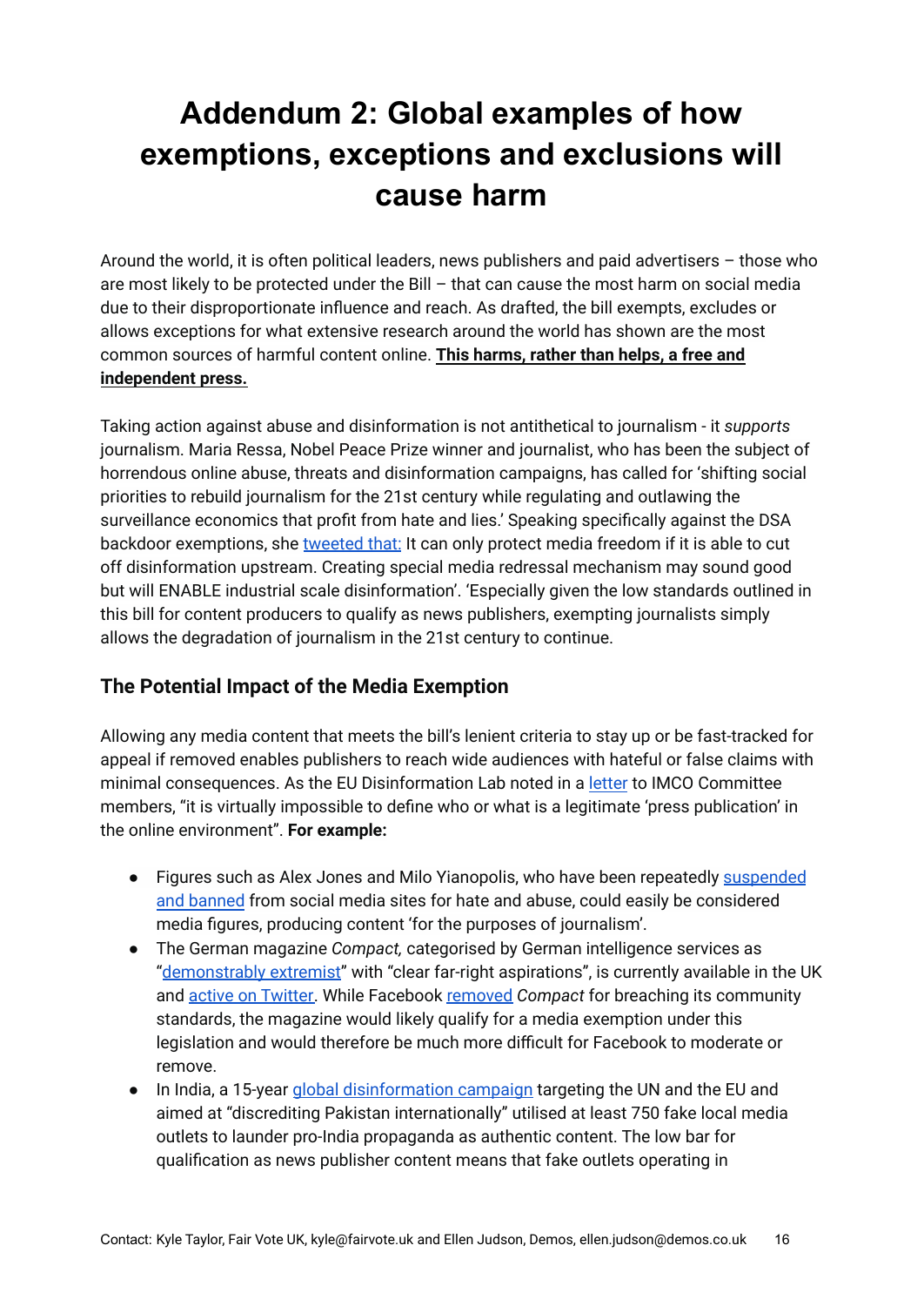# Addendum 2: Global examples of how exemptions, exceptions and exclusions will cause harm

Around the world, it is often political leaders, news publishers and paid advertisers – those who are most likely to be protected under the Bill – that can cause the most harm on social media due to their disproportionate influence and reach. As drafted, the bill exempts, excludes or allows exceptions for what extensive research around the world has shown are the most common sources of harmful content online. **This harms, rather than helps, a free and independent press.**

Taking action against abuse and disinformation is not antithetical to journalism - it *supports* journalism. Maria Ressa, Nobel Peace Prize winner and journalist, who has been the subject of horrendous online abuse, threats and disinformation campaigns, has called for 'shifting social priorities to rebuild journalism for the 21st century while regulating and outlawing the surveillance economics that profit from hate and lies.' Speaking specifically against the DSA backdoor exemptions, she tweeted that: It can only protect media freedom if it is able to cut off disinformation upstream. Creating special media redressal mechanism may sound good but will ENABLE industrial scale disinformation'. 'Especially given the low standards outlined in this bill for content producers to qualify as news publishers, exempting journalists simply allows the degradation of journalism in the 21st century to continue.

## The Potential Impact of the Media Exemption

Allowing any media content that meets the bill's lenient criteria to stay up or be fast-tracked for appeal if removed enables publishers to reach wide audiences with hateful or false claims with minimal consequences. As the EU Disinformation Lab noted in a letter to IMCO Committee members, "it is virtually impossible to define who or what is a legitimate 'press publication' in the online environment". **For example:**

- Figures such as Alex Jones and Milo Yianopolis, who have been repeatedly suspended and banned from social media sites for hate and abuse, could easily be considered media figures, producing content 'for the purposes of journalism'.
- The German magazine *Compact,* categorised by German intelligence services as "demonstrably extremist" with "clear far-right aspirations", is currently available in the UK and active on Twitter. While Facebook removed *Compact* for breaching its community standards, the magazine would likely qualify for a media exemption under this legislation and would therefore be much more difficult for Facebook to moderate or remove.
- In India, a 15-year global disinformation campaign targeting the UN and the EU and aimed at "discrediting Pakistan internationally" utilised at least 750 fake local media outlets to launder pro-India propaganda as authentic content. The low bar for qualification as news publisher content means that fake outlets operating in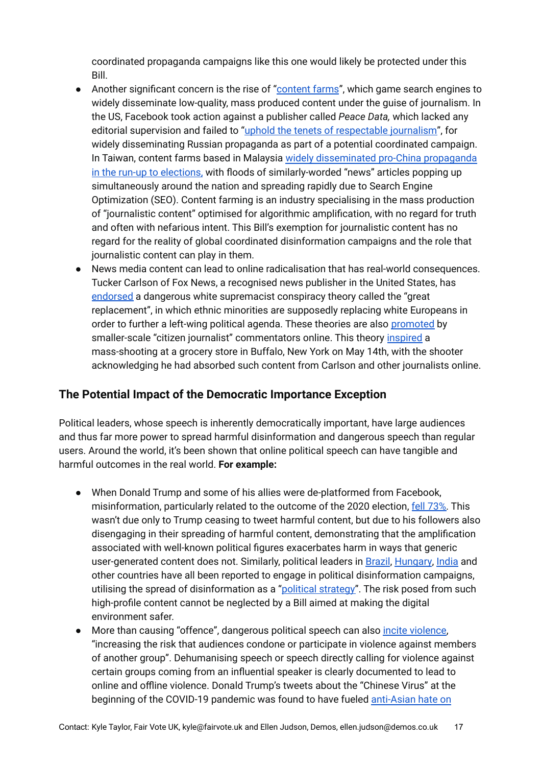coordinated propaganda campaigns like this one would likely be protected under this Bill.

- Another significant concern is the rise of "content farms", which game search engines to widely disseminate low-quality, mass produced content under the guise of journalism. In the US, Facebook took action against a publisher called *Peace Data,* which lacked any editorial supervision and failed to "uphold the tenets of respectable journalism", for widely disseminating Russian propaganda as part of a potential coordinated campaign. In Taiwan, content farms based in Malaysia widely disseminated pro-China propaganda in the run-up to elections, with floods of similarly-worded "news" articles popping up simultaneously around the nation and spreading rapidly due to Search Engine Optimization (SEO). Content farming is an industry specialising in the mass production of "journalistic content" optimised for algorithmic amplification, with no regard for truth and often with nefarious intent. This Bill's exemption for journalistic content has no regard for the reality of global coordinated disinformation campaigns and the role that journalistic content can play in them.
- News media content can lead to online radicalisation that has real-world consequences. Tucker Carlson of Fox News, a recognised news publisher in the United States, has endorsed a dangerous white supremacist conspiracy theory called the "great replacement", in which ethnic minorities are supposedly replacing white Europeans in order to further a left-wing political agenda. These theories are also promoted by smaller-scale "citizen journalist" commentators online. This theory inspired a mass-shooting at a grocery store in Buffalo, New York on May 14th, with the shooter acknowledging he had absorbed such content from Carlson and other journalists online.

## The Potential Impact of the Democratic Importance Exception

Political leaders, whose speech is inherently democratically important, have large audiences and thus far more power to spread harmful disinformation and dangerous speech than regular users. Around the world, it's been shown that online political speech can have tangible and harmful outcomes in the real world. **For example:**

- When Donald Trump and some of his allies were de-platformed from Facebook, misinformation, particularly related to the outcome of the 2020 election, fell 73%. This wasn't due only to Trump ceasing to tweet harmful content, but due to his followers also disengaging in their spreading of harmful content, demonstrating that the amplification associated with well-known political figures exacerbates harm in ways that generic user-generated content does not. Similarly, political leaders in Brazil, Hungary, India and other countries have all been reported to engage in political disinformation campaigns, utilising the spread of disinformation as a "political strategy". The risk posed from such high-profile content cannot be neglected by a Bill aimed at making the digital environment safer.
- More than causing "offence", dangerous political speech can also incite violence, "increasing the risk that audiences condone or participate in violence against members of another group". Dehumanising speech or speech directly calling for violence against certain groups coming from an influential speaker is clearly documented to lead to online and offline violence. Donald Trump's tweets about the "Chinese Virus" at the beginning of the COVID-19 pandemic was found to have fueled anti-Asian hate on

Contact: Kyle Taylor, Fair Vote UK, kyle@fairvote.uk and Ellen Judson, Demos, ellen.judson@demos.co.uk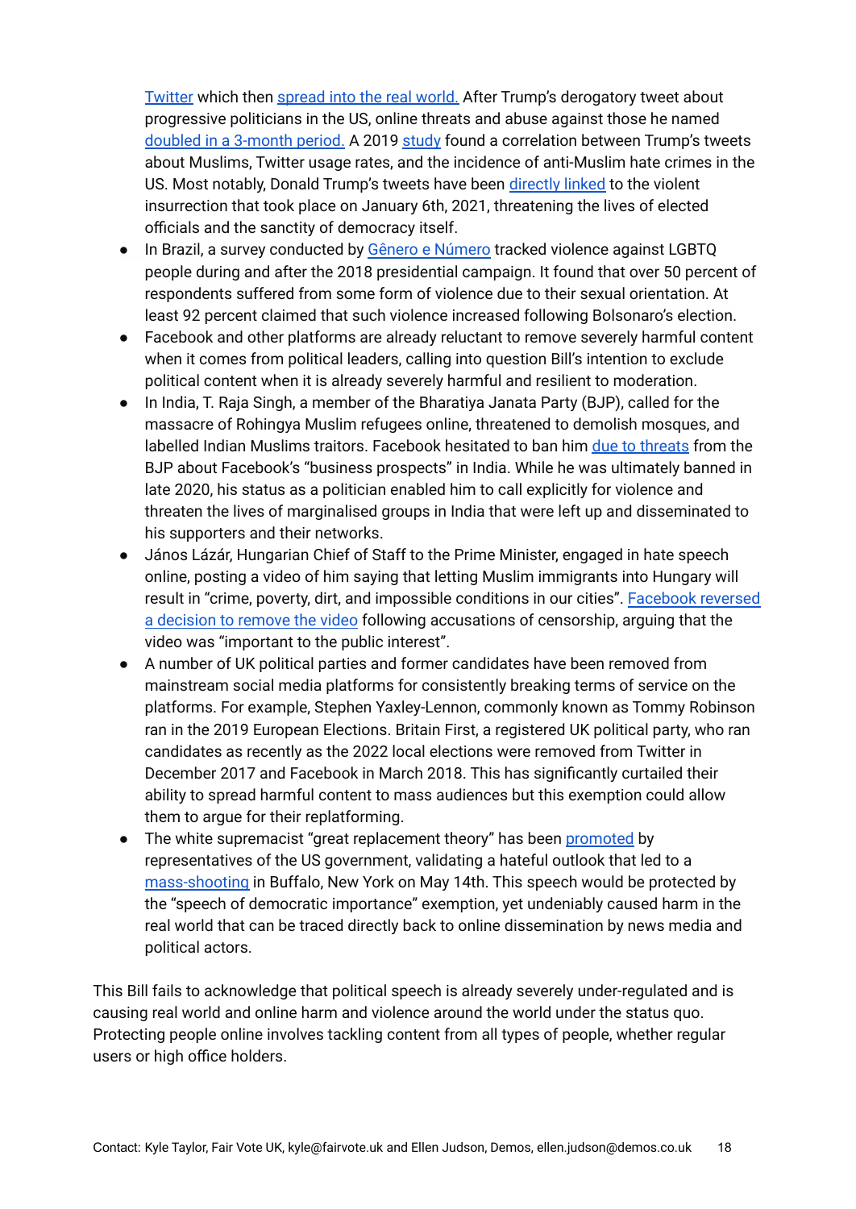Twitter which then spread into the real world. After Trump's derogatory tweet about progressive politicians in the US, online threats and abuse against those he named doubled in a 3-month period. A 2019 study found a correlation between Trump's tweets about Muslims, Twitter usage rates, and the incidence of anti-Muslim hate crimes in the US. Most notably, Donald Trump's tweets have been directly linked to the violent insurrection that took place on January 6th, 2021, threatening the lives of elected officials and the sanctity of democracy itself.

- In Brazil, a survey conducted by Gênero e Número tracked violence against LGBTQ people during and after the 2018 presidential campaign. It found that over 50 percent of respondents suffered from some form of violence due to their sexual orientation. At least 92 percent claimed that such violence increased following Bolsonaro's election.
- Facebook and other platforms are already reluctant to remove severely harmful content when it comes from political leaders, calling into question Bill's intention to exclude political content when it is already severely harmful and resilient to moderation.
- In India, T. Raja Singh, a member of the Bharatiya Janata Party (BJP), called for the massacre of Rohingya Muslim refugees online, threatened to demolish mosques, and labelled Indian Muslims traitors. Facebook hesitated to ban him due to threats from the BJP about Facebook's "business prospects" in India. While he was ultimately banned in late 2020, his status as a politician enabled him to call explicitly for violence and threaten the lives of marginalised groups in India that were left up and disseminated to his supporters and their networks.
- János Lázár, Hungarian Chief of Staff to the Prime Minister, engaged in hate speech online, posting a video of him saying that letting Muslim immigrants into Hungary will result in "crime, poverty, dirt, and impossible conditions in our cities". Facebook reversed a decision to remove the video following accusations of censorship, arguing that the video was "important to the public interest".
- A number of UK political parties and former candidates have been removed from mainstream social media platforms for consistently breaking terms of service on the platforms. For example, Stephen Yaxley-Lennon, commonly known as Tommy Robinson ran in the 2019 European Elections. Britain First, a registered UK political party, who ran candidates as recently as the 2022 local elections were removed from Twitter in December 2017 and Facebook in March 2018. This has significantly curtailed their ability to spread harmful content to mass audiences but this exemption could allow them to argue for their replatforming.
- The white supremacist "great replacement theory" has been promoted by representatives of the US government, validating a hateful outlook that led to a mass-shooting in Buffalo, New York on May 14th. This speech would be protected by the "speech of democratic importance" exemption, yet undeniably caused harm in the real world that can be traced directly back to online dissemination by news media and political actors.

This Bill fails to acknowledge that political speech is already severely under-regulated and is causing real world and online harm and violence around the world under the status quo. Protecting people online involves tackling content from all types of people, whether regular users or high office holders.

Contact: Kyle Taylor, Fair Vote UK, kyle@fairvote.uk and Ellen Judson, Demos, ellen.judson@demos.co.uk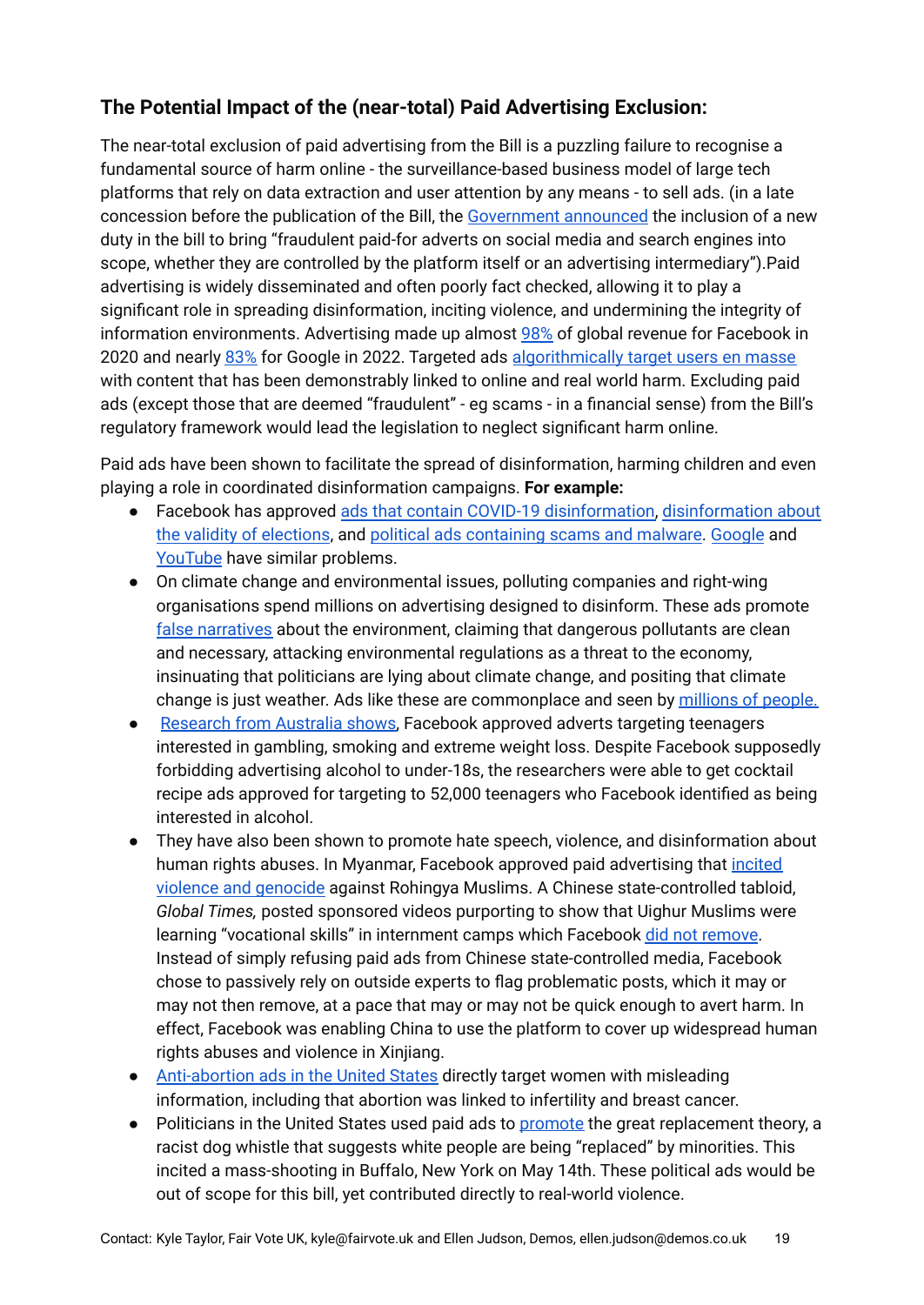## The Potential Impact of the (near-total) Paid Advertising Exclusion:

The near-total exclusion of paid advertising from the Bill is a puzzling failure to recognise a fundamental source of harm online - the surveillance-based business model of large tech platforms that rely on data extraction and user attention by any means - to sell ads. (in a late concession before the publication of the Bill, the Government announced the inclusion of a new duty in the bill to bring "fraudulent paid-for adverts on social media and search engines into scope, whether they are controlled by the platform itself or an advertising intermediary").Paid advertising is widely disseminated and often poorly fact checked, allowing it to play a significant role in spreading disinformation, inciting violence, and undermining the integrity of information environments. Advertising made up almost 98% of global revenue for Facebook in 2020 and nearly 83% for Google in 2022. Targeted ads algorithmically target users en masse with content that has been demonstrably linked to online and real world harm. Excluding paid ads (except those that are deemed "fraudulent" - eg scams - in a financial sense) from the Bill's regulatory framework would lead the legislation to neglect significant harm online.

Paid ads have been shown to facilitate the spread of disinformation, harming children and even playing a role in coordinated disinformation campaigns. **For example:**

- Facebook has approved ads that contain COVID-19 disinformation, disinformation about the validity of elections, and political ads containing scams and malware. Google and YouTube have similar problems.
- On climate change and environmental issues, polluting companies and right-wing organisations spend millions on advertising designed to disinform. These ads promote false narratives about the environment, claiming that dangerous pollutants are clean and necessary, attacking environmental regulations as a threat to the economy, insinuating that politicians are lying about climate change, and positing that climate change is just weather. Ads like these are commonplace and seen by millions of people.
- Research from Australia shows, Facebook approved adverts targeting teenagers interested in gambling, smoking and extreme weight loss. Despite Facebook supposedly forbidding advertising alcohol to under-18s, the researchers were able to get cocktail recipe ads approved for targeting to 52,000 teenagers who Facebook identified as being interested in alcohol.
- They have also been shown to promote hate speech, violence, and disinformation about human rights abuses. In Myanmar, Facebook approved paid advertising that incited violence and genocide against Rohingya Muslims. A Chinese state-controlled tabloid, *Global Times,* posted sponsored videos purporting to show that Uighur Muslims were learning "vocational skills" in internment camps which Facebook did not remove. Instead of simply refusing paid ads from Chinese state-controlled media, Facebook chose to passively rely on outside experts to flag problematic posts, which it may or may not then remove, at a pace that may or may not be quick enough to avert harm. In effect, Facebook was enabling China to use the platform to cover up widespread human rights abuses and violence in Xinjiang.
- Anti-abortion ads in the United States directly target women with misleading information, including that abortion was linked to infertility and breast cancer.
- Politicians in the United States used paid ads to promote the great replacement theory, a racist dog whistle that suggests white people are being "replaced" by minorities. This incited a mass-shooting in Buffalo, New York on May 14th. These political ads would be out of scope for this bill, yet contributed directly to real-world violence.

Contact: Kyle Taylor, Fair Vote UK, kyle@fairvote.uk and Ellen Judson, Demos, ellen.judson@demos.co.uk